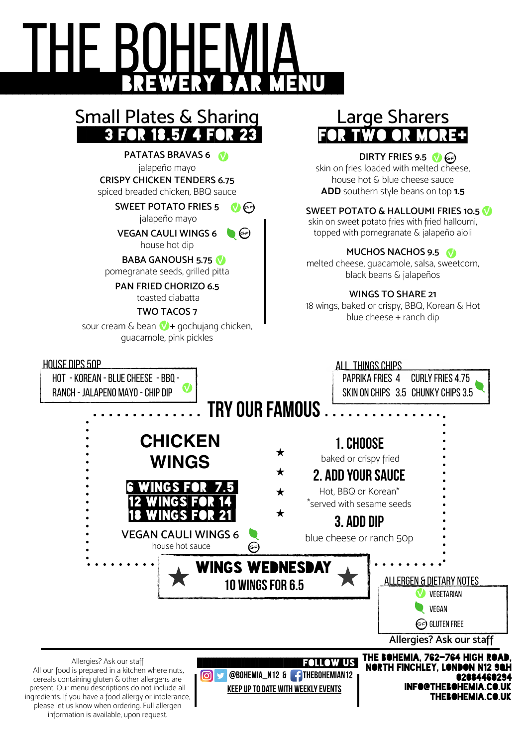# THE BOHEMIA

## BREWERY BAR MENU

## Small Plates & Sharing

**3 FOR 18.5/ 4 FOR 23**

**PATATAS BRAVAS 6** (V)
jalapeño mayo

**CRISPY CHICKEN TENDERS 6.75**
spiced breaded chicken, BBQ sauce

**SWEET POTATO FRIES 5** (V) (GF)
jalapeño mayo

**VEGAN CAULI WINGS 6** (Vegan) (GF)
house hot dip

**BABA GANOUSH 5.75** (V)
pomegranate seeds, grilled pitta

**PAN FRIED CHORIZO 6.5**
toasted ciabatta

**TWO TACOS 7**
sour cream & bean (V) + gochujang chicken, guacamole, pink pickles

## Large Sharers

**FOR TWO OR MORE+**

**DIRTY FRIES 9.5** (V) (GF)
skin on fries loaded with melted cheese, house hot & blue cheese sauce
**ADD** southern style beans on top **1.5**

**SWEET POTATO & HALLOUMI FRIES 10.5** (V)
skin on sweet potato fries with fried halloumi, topped with pomegranate & jalapeño aioli

**MUCHOS NACHOS 9.5** (V)
melted cheese, guacamole, salsa, sweetcorn, black beans & jalapeños

**WINGS TO SHARE 21**
18 wings, baked or crispy, BBQ, Korean & Hot
blue cheese + ranch dip

### HOUSE DIPS 50P

HOT - KOREAN - BLUE CHEESE - BBQ - RANCH - JALAPENO MAYO - CHIP DIP (V)

### ALL THINGS CHIPS

PAPRIKA FRIES 4 CURLY FRIES 4.75
SKIN ON CHIPS 3.5 CHUNKY CHIPS 3.5 (Vegan)

## TRY OUR FAMOUS

## CHICKEN WINGS

**6 WINGS FOR 7.5**
**12 WINGS FOR 14**
**18 WINGS FOR 21**

**VEGAN CAULI WINGS 6** (Vegan) (GF)
house hot sauce

**1. CHOOSE**
baked or crispy fried

**2. ADD YOUR SAUCE**
Hot, BBQ or Korean*
*served with sesame seeds

**3. ADD DIP**
blue cheese or ranch 50p

### ★ WINGS WEDNESDAY ★

**10 WINGS FOR 6.5**

### ALLERGEN & DIETARY NOTES

(V) VEGETARIAN
(Vegan) VEGAN
(GF) GLUTEN FREE

Allergies? Ask our staff

Allergies? Ask our staff
All our food is prepared in a kitchen where nuts, cereals containing gluten & other allergens are present. Our menu descriptions do not include all ingredients. If you have a food allergy or intolerance, please let us know when ordering. Full allergen information is available, upon request.

**FOLLOW US**
@BOHEMIA_N12 & THEBOHEMIAN12
KEEP UP TO DATE WITH WEEKLY EVENTS

**THE BOHEMIA, 762-764 HIGH ROAD, NORTH FINCHLEY, LONDON N12 9QH**
**02084460294**
**INFO@THEBOHEMIA.CO.UK**
**THEBOHEMIA.CO.UK**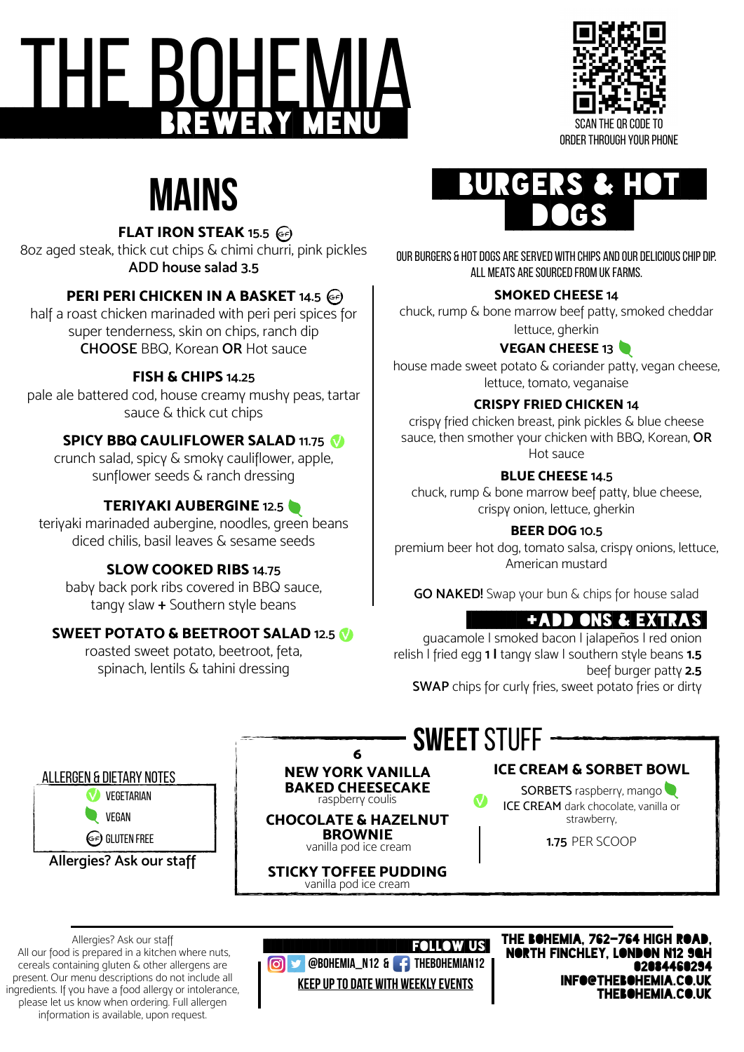# THE BOHEMIA

## BREWERY MENU

SCAN THE QR CODE TO ORDER THROUGH YOUR PHONE

## MAINS

**FLAT IRON STEAK** 15.5 (GF)
8oz aged steak, thick cut chips & chimi churri, pink pickles
ADD house salad 3.5

**PERI PERI CHICKEN IN A BASKET** 14.5 (GF)
half a roast chicken marinaded with peri peri spices for super tenderness, skin on chips, ranch dip
**CHOOSE** BBQ, Korean **OR** Hot sauce

**FISH & CHIPS** 14.25
pale ale battered cod, house creamy mushy peas, tartar sauce & thick cut chips

**SPICY BBQ CAULIFLOWER SALAD** 11.75 (V)
crunch salad, spicy & smoky cauliflower, apple, sunflower seeds & ranch dressing

**TERIYAKI AUBERGINE** 12.5 (Vegan)
teriyaki marinaded aubergine, noodles, green beans diced chilis, basil leaves & sesame seeds

**SLOW COOKED RIBS** 14.75
baby back pork ribs covered in BBQ sauce, tangy slaw + Southern style beans

**SWEET POTATO & BEETROOT SALAD** 12.5 (V)
roasted sweet potato, beetroot, feta, spinach, lentils & tahini dressing

## BURGERS & HOT DOGS

OUR BURGERS & HOT DOGS ARE SERVED WITH CHIPS AND OUR DELICIOUS CHIP DIP. ALL MEATS ARE SOURCED FROM UK FARMS.

**SMOKED CHEESE** 14
chuck, rump & bone marrow beef patty, smoked cheddar lettuce, gherkin

**VEGAN CHEESE** 13 (Vegan)
house made sweet potato & coriander patty, vegan cheese, lettuce, tomato, veganaise

**CRISPY FRIED CHICKEN** 14
crispy fried chicken breast, pink pickles & blue cheese sauce, then smother your chicken with BBQ, Korean, **OR** Hot sauce

**BLUE CHEESE** 14.5
chuck, rump & bone marrow beef patty, blue cheese, crispy onion, lettuce, gherkin

**BEER DOG** 10.5
premium beer hot dog, tomato salsa, crispy onions, lettuce, American mustard

**GO NAKED!** Swap your bun & chips for house salad

### +ADD ONS & EXTRAS

guacamole I smoked bacon I jalapeños I red onion relish I fried egg **1 I** tangy slaw I southern style beans **1.5**
beef burger patty **2.5**
**SWAP** chips for curly fries, sweet potato fries or dirty

## SWEET STUFF

**6**

**NEW YORK VANILLA BAKED CHEESECAKE**
raspberry coulis

**CHOCOLATE & HAZELNUT BROWNIE**
vanilla pod ice cream

**STICKY TOFFEE PUDDING**
vanilla pod ice cream

**ICE CREAM & SORBET BOWL**
**SORBETS** raspberry, mango (Vegan)
(V) **ICE CREAM** dark chocolate, vanilla or strawberry,
**1.75** PER SCOOP

### ALLERGEN & DIETARY NOTES

- (V) VEGETARIAN
- (Leaf) VEGAN
- (GF) GLUTEN FREE

**Allergies? Ask our staff**

Allergies? Ask our staff
All our food is prepared in a kitchen where nuts, cereals containing gluten & other allergens are present. Our menu descriptions do not include all ingredients. If you have a food allergy or intolerance, please let us know when ordering. Full allergen information is available, upon request.

**FOLLOW US**
@BOHEMIA_N12 & THEBOHEMIAN12
KEEP UP TO DATE WITH WEEKLY EVENTS

THE BOHEMIA, 762-764 HIGH ROAD, NORTH FINCHLEY, LONDON N12 9QH
02084468294
INFO@THEBOHEMIA.CO.UK
THEBOHEMIA.CO.UK